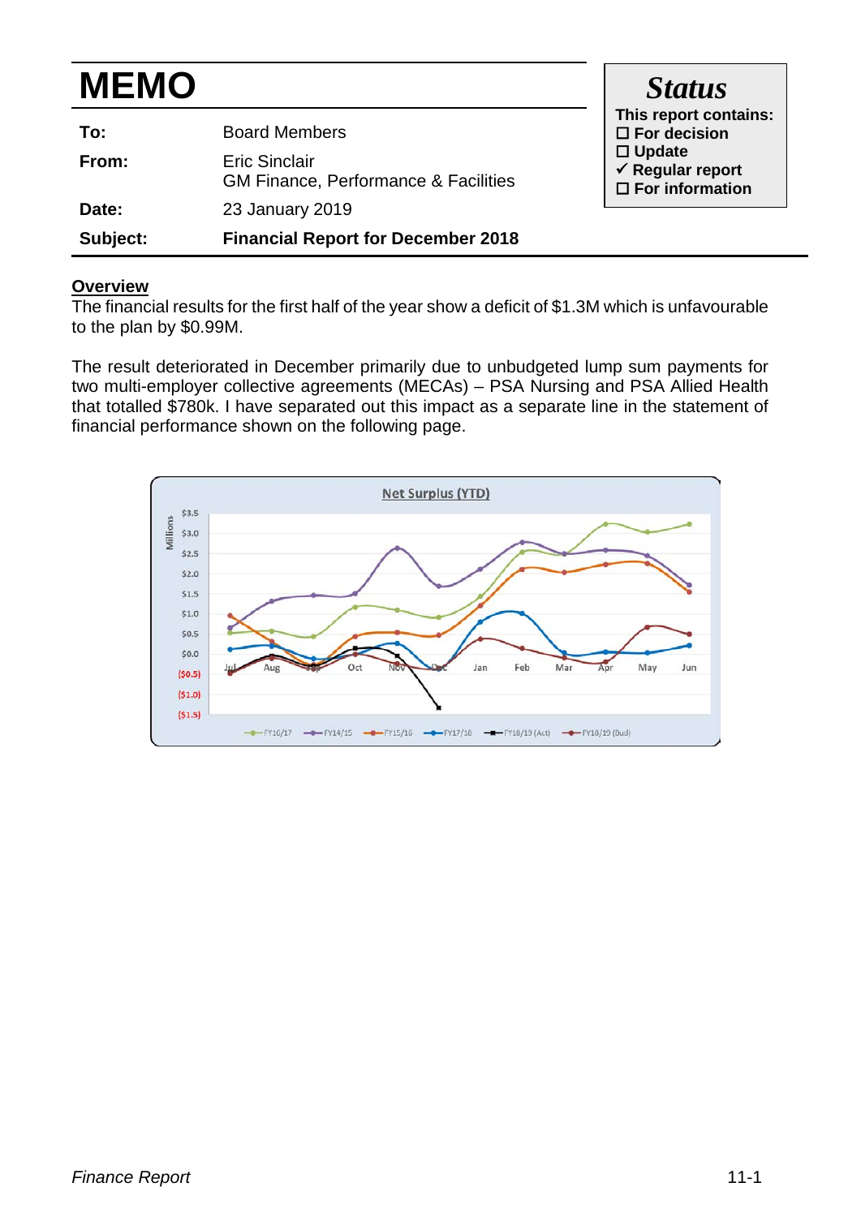# MEMO

| | |
|---|---|
| **To:** | Board Members |
| **From:** | Eric Sinclair<br>GM Finance, Performance & Facilities |
| **Date:** | 23 January 2019 |
| **Subject:** | **Financial Report for December 2018** |

***Status***

**This report contains:**

- ☐ **For decision**
- ☐ **Update**
- ✓ **Regular report**
- ☐ **For information**

## Overview

The financial results for the first half of the year show a deficit of $1.3M which is unfavourable to the plan by $0.99M.

The result deteriorated in December primarily due to unbudgeted lump sum payments for two multi-employer collective agreements (MECAs) – PSA Nursing and PSA Allied Health that totalled $780k. I have separated out this impact as a separate line in the statement of financial performance shown on the following page.

Net Surplus (YTD)

Millions

$3.5, $3.0, $2.5, $2.0, $1.5, $1.0, $0.5, $0.0, ($0.5), ($1.0), ($1.5)

Jul, Aug, Sep, Oct, Nov, Dec, Jan, Feb, Mar, Apr, May, Jun

FY16/17, FY14/15, FY15/16, FY17/18, FY18/19 (Act), FY18/19 (Bud)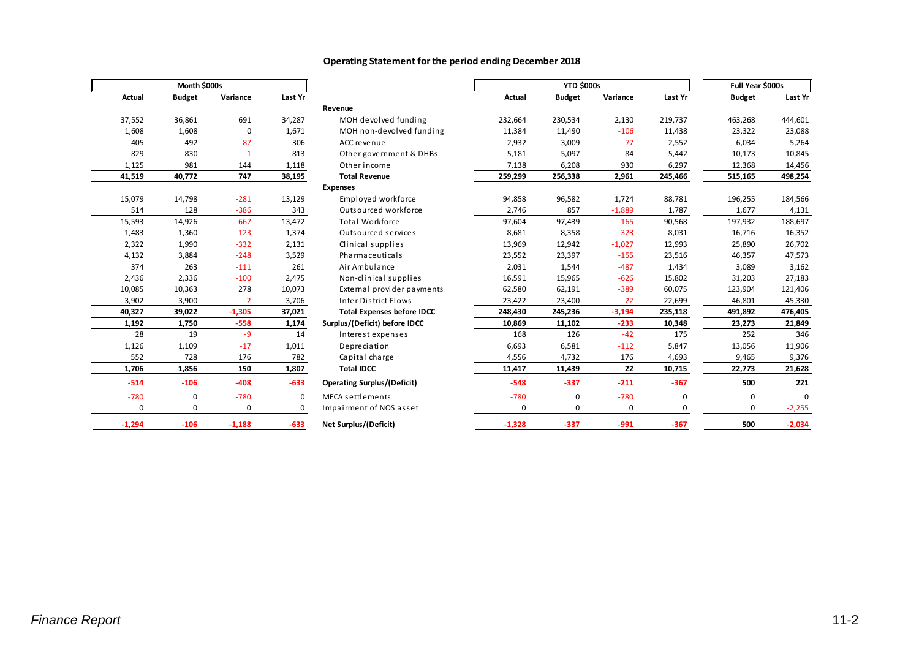## Operating Statement for the period ending December 2018

| Month $000s | | | | | YTD $000s | | | | Full Year $000s | |
|---|---|---|---|---|---|---|---|---|---|---|
| Actual | Budget | Variance | Last Yr | | Actual | Budget | Variance | Last Yr | Budget | Last Yr |
| | | | | **Revenue** | | | | | | |
| 37,552 | 36,861 | 691 | 34,287 | MOH devolved funding | 232,664 | 230,534 | 2,130 | 219,737 | 463,268 | 444,601 |
| 1,608 | 1,608 | 0 | 1,671 | MOH non-devolved funding | 11,384 | 11,490 | -106 | 11,438 | 23,322 | 23,088 |
| 405 | 492 | -87 | 306 | ACC revenue | 2,932 | 3,009 | -77 | 2,552 | 6,034 | 5,264 |
| 829 | 830 | -1 | 813 | Other government & DHBs | 5,181 | 5,097 | 84 | 5,442 | 10,173 | 10,845 |
| 1,125 | 981 | 144 | 1,118 | Other income | 7,138 | 6,208 | 930 | 6,297 | 12,368 | 14,456 |
| **41,519** | **40,772** | **747** | **38,195** | **Total Revenue** | **259,299** | **256,338** | **2,961** | **245,466** | **515,165** | **498,254** |
| | | | | **Expenses** | | | | | | |
| 15,079 | 14,798 | -281 | 13,129 | Employed workforce | 94,858 | 96,582 | 1,724 | 88,781 | 196,255 | 184,566 |
| 514 | 128 | -386 | 343 | Outsourced workforce | 2,746 | 857 | -1,889 | 1,787 | 1,677 | 4,131 |
| 15,593 | 14,926 | -667 | 13,472 | Total Workforce | 97,604 | 97,439 | -165 | 90,568 | 197,932 | 188,697 |
| 1,483 | 1,360 | -123 | 1,374 | Outsourced services | 8,681 | 8,358 | -323 | 8,031 | 16,716 | 16,352 |
| 2,322 | 1,990 | -332 | 2,131 | Clinical supplies | 13,969 | 12,942 | -1,027 | 12,993 | 25,890 | 26,702 |
| 4,132 | 3,884 | -248 | 3,529 | Pharmaceuticals | 23,552 | 23,397 | -155 | 23,516 | 46,357 | 47,573 |
| 374 | 263 | -111 | 261 | Air Ambulance | 2,031 | 1,544 | -487 | 1,434 | 3,089 | 3,162 |
| 2,436 | 2,336 | -100 | 2,475 | Non-clinical supplies | 16,591 | 15,965 | -626 | 15,802 | 31,203 | 27,183 |
| 10,085 | 10,363 | 278 | 10,073 | External provider payments | 62,580 | 62,191 | -389 | 60,075 | 123,904 | 121,406 |
| 3,902 | 3,900 | -2 | 3,706 | Inter District Flows | 23,422 | 23,400 | -22 | 22,699 | 46,801 | 45,330 |
| **40,327** | **39,022** | **-1,305** | **37,021** | **Total Expenses before IDCC** | **248,430** | **245,236** | **-3,194** | **235,118** | **491,892** | **476,405** |
| **1,192** | **1,750** | **-558** | **1,174** | **Surplus/(Deficit) before IDCC** | **10,869** | **11,102** | **-233** | **10,348** | **23,273** | **21,849** |
| 28 | 19 | -9 | 14 | Interest expenses | 168 | 126 | -42 | 175 | 252 | 346 |
| 1,126 | 1,109 | -17 | 1,011 | Depreciation | 6,693 | 6,581 | -112 | 5,847 | 13,056 | 11,906 |
| 552 | 728 | 176 | 782 | Capital charge | 4,556 | 4,732 | 176 | 4,693 | 9,465 | 9,376 |
| **1,706** | **1,856** | **150** | **1,807** | **Total IDCC** | **11,417** | **11,439** | **22** | **10,715** | **22,773** | **21,628** |
| **-514** | **-106** | **-408** | **-633** | **Operating Surplus/(Deficit)** | **-548** | **-337** | **-211** | **-367** | **500** | **221** |
| -780 | 0 | -780 | 0 | MECA settlements | -780 | 0 | -780 | 0 | 0 | 0 |
| 0 | 0 | 0 | 0 | Impairment of NOS asset | 0 | 0 | 0 | 0 | 0 | -2,255 |
| **-1,294** | **-106** | **-1,188** | **-633** | **Net Surplus/(Deficit)** | **-1,328** | **-337** | **-991** | **-367** | **500** | **-2,034** |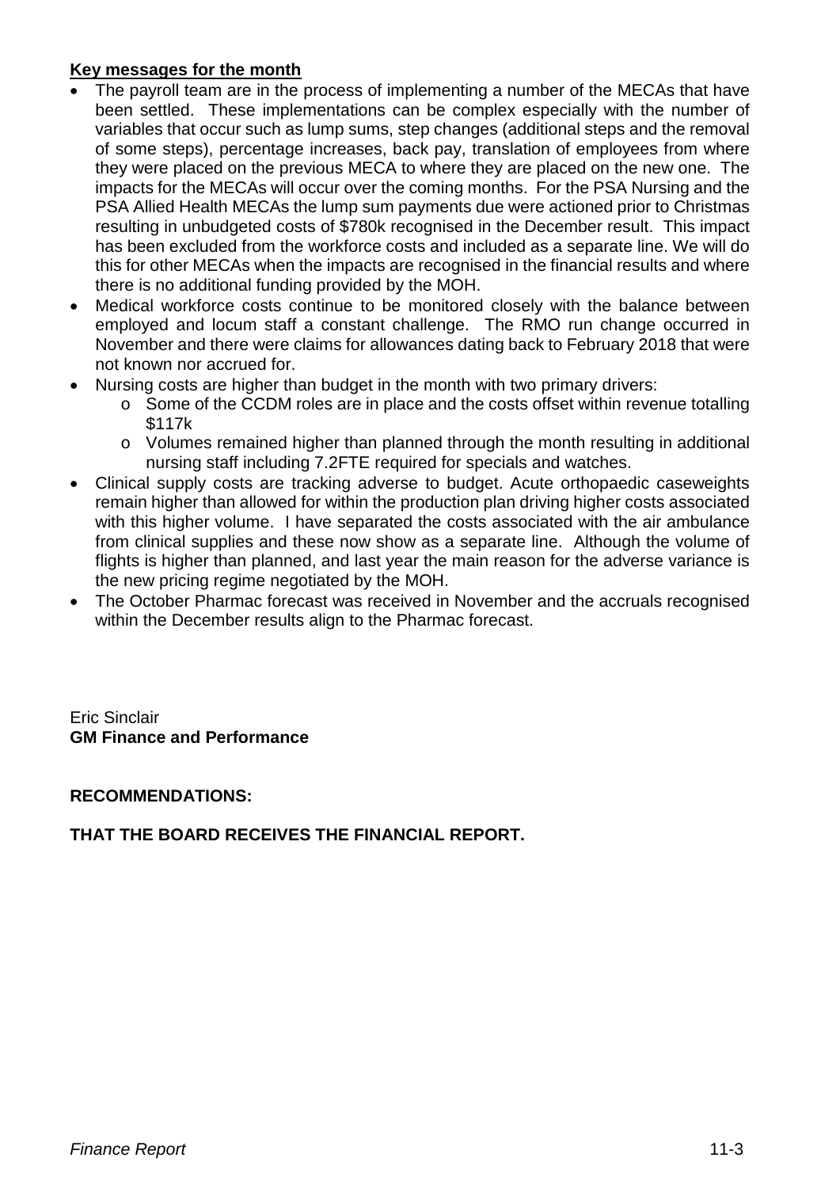**Key messages for the month**

- The payroll team are in the process of implementing a number of the MECAs that have been settled. These implementations can be complex especially with the number of variables that occur such as lump sums, step changes (additional steps and the removal of some steps), percentage increases, back pay, translation of employees from where they were placed on the previous MECA to where they are placed on the new one. The impacts for the MECAs will occur over the coming months. For the PSA Nursing and the PSA Allied Health MECAs the lump sum payments due were actioned prior to Christmas resulting in unbudgeted costs of $780k recognised in the December result. This impact has been excluded from the workforce costs and included as a separate line. We will do this for other MECAs when the impacts are recognised in the financial results and where there is no additional funding provided by the MOH.
- Medical workforce costs continue to be monitored closely with the balance between employed and locum staff a constant challenge. The RMO run change occurred in November and there were claims for allowances dating back to February 2018 that were not known nor accrued for.
- Nursing costs are higher than budget in the month with two primary drivers:
  - Some of the CCDM roles are in place and the costs offset within revenue totalling $117k
  - Volumes remained higher than planned through the month resulting in additional nursing staff including 7.2FTE required for specials and watches.
- Clinical supply costs are tracking adverse to budget. Acute orthopaedic caseweights remain higher than allowed for within the production plan driving higher costs associated with this higher volume. I have separated the costs associated with the air ambulance from clinical supplies and these now show as a separate line. Although the volume of flights is higher than planned, and last year the main reason for the adverse variance is the new pricing regime negotiated by the MOH.
- The October Pharmac forecast was received in November and the accruals recognised within the December results align to the Pharmac forecast.

Eric Sinclair
**GM Finance and Performance**

**RECOMMENDATIONS:**

**THAT THE BOARD RECEIVES THE FINANCIAL REPORT.**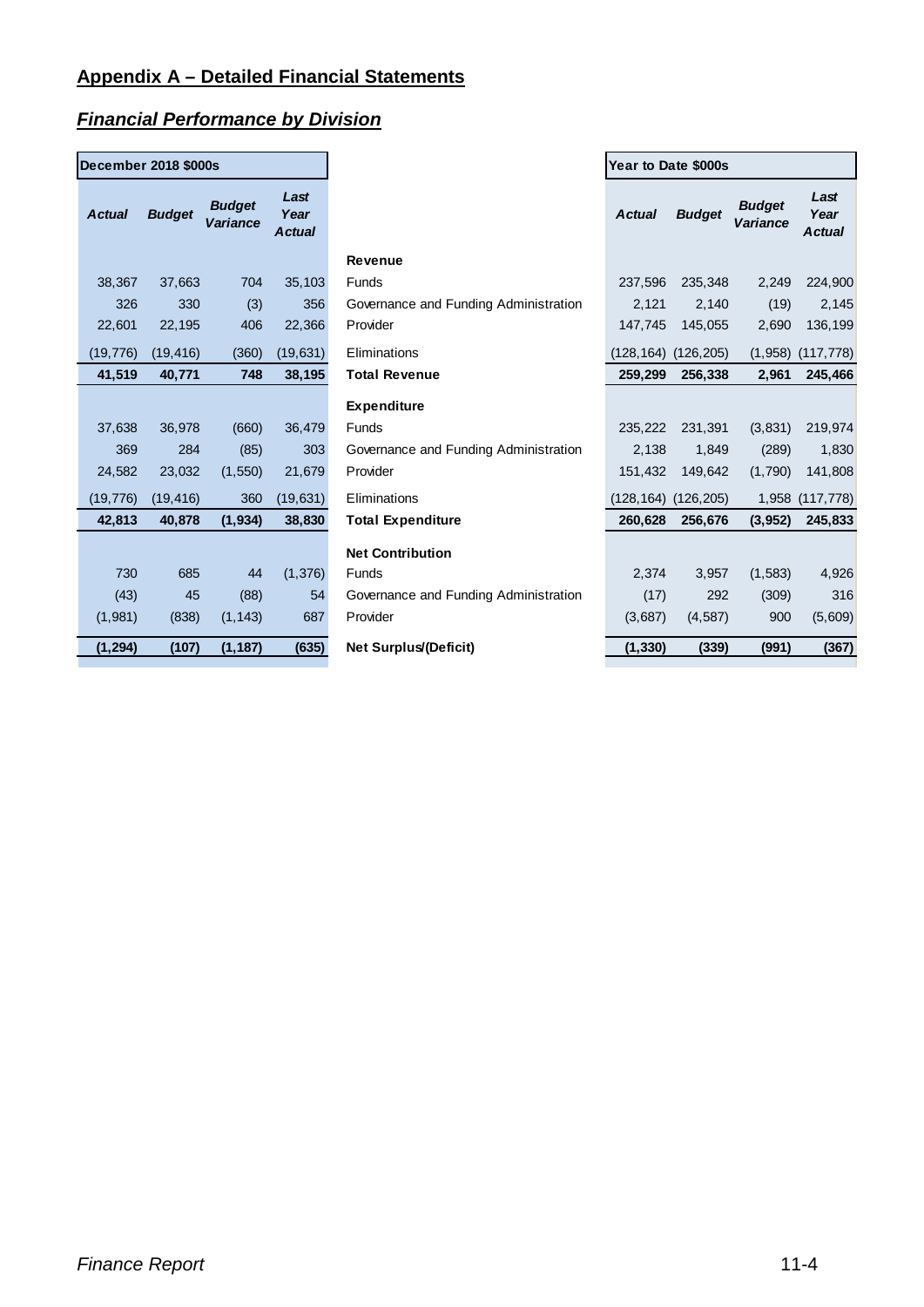## Appendix A – Detailed Financial Statements

### *Financial Performance by Division*

| December 2018 $000s | | | | | Year to Date $000s | | | |
|---|---|---|---|---|---|---|---|---|
| **Actual** | **Budget** | **Budget Variance** | **Last Year Actual** | | **Actual** | **Budget** | **Budget Variance** | **Last Year Actual** |
| | | | | **Revenue** | | | | |
| 38,367 | 37,663 | 704 | 35,103 | Funds | 237,596 | 235,348 | 2,249 | 224,900 |
| 326 | 330 | (3) | 356 | Governance and Funding Administration | 2,121 | 2,140 | (19) | 2,145 |
| 22,601 | 22,195 | 406 | 22,366 | Provider | 147,745 | 145,055 | 2,690 | 136,199 |
| (19,776) | (19,416) | (360) | (19,631) | Eliminations | (128,164) | (126,205) | (1,958) | (117,778) |
| **41,519** | **40,771** | **748** | **38,195** | **Total Revenue** | **259,299** | **256,338** | **2,961** | **245,466** |
| | | | | **Expenditure** | | | | |
| 37,638 | 36,978 | (660) | 36,479 | Funds | 235,222 | 231,391 | (3,831) | 219,974 |
| 369 | 284 | (85) | 303 | Governance and Funding Administration | 2,138 | 1,849 | (289) | 1,830 |
| 24,582 | 23,032 | (1,550) | 21,679 | Provider | 151,432 | 149,642 | (1,790) | 141,808 |
| (19,776) | (19,416) | 360 | (19,631) | Eliminations | (128,164) | (126,205) | 1,958 | (117,778) |
| **42,813** | **40,878** | **(1,934)** | **38,830** | **Total Expenditure** | **260,628** | **256,676** | **(3,952)** | **245,833** |
| | | | | **Net Contribution** | | | | |
| 730 | 685 | 44 | (1,376) | Funds | 2,374 | 3,957 | (1,583) | 4,926 |
| (43) | 45 | (88) | 54 | Governance and Funding Administration | (17) | 292 | (309) | 316 |
| (1,981) | (838) | (1,143) | 687 | Provider | (3,687) | (4,587) | 900 | (5,609) |
| **(1,294)** | **(107)** | **(1,187)** | **(635)** | **Net Surplus/(Deficit)** | **(1,330)** | **(339)** | **(991)** | **(367)** |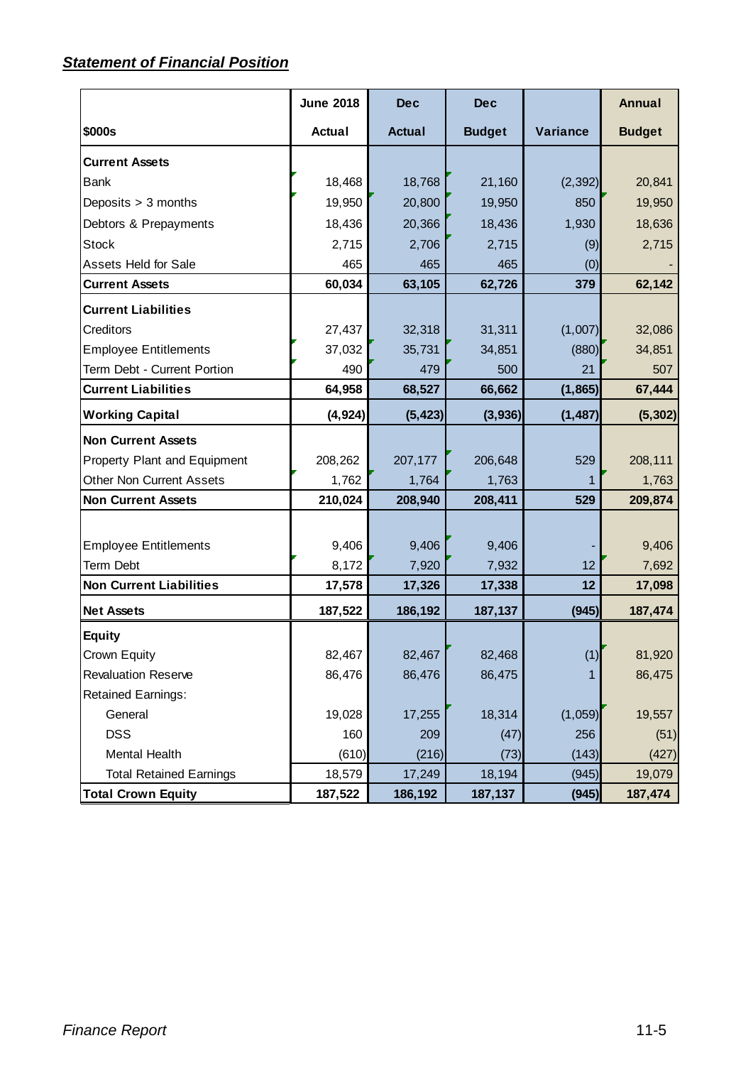***Statement of Financial Position***

| $000s | June 2018 Actual | Dec Actual | Dec Budget | Variance | Annual Budget |
|---|---|---|---|---|---|
| **Current Assets** | | | | | |
| Bank | 18,468 | 18,768 | 21,160 | (2,392) | 20,841 |
| Deposits > 3 months | 19,950 | 20,800 | 19,950 | 850 | 19,950 |
| Debtors & Prepayments | 18,436 | 20,366 | 18,436 | 1,930 | 18,636 |
| Stock | 2,715 | 2,706 | 2,715 | (9) | 2,715 |
| Assets Held for Sale | 465 | 465 | 465 | (0) | - |
| **Current Assets** | **60,034** | **63,105** | **62,726** | **379** | **62,142** |
| **Current Liabilities** | | | | | |
| Creditors | 27,437 | 32,318 | 31,311 | (1,007) | 32,086 |
| Employee Entitlements | 37,032 | 35,731 | 34,851 | (880) | 34,851 |
| Term Debt - Current Portion | 490 | 479 | 500 | 21 | 507 |
| **Current Liabilities** | **64,958** | **68,527** | **66,662** | **(1,865)** | **67,444** |
| **Working Capital** | **(4,924)** | **(5,423)** | **(3,936)** | **(1,487)** | **(5,302)** |
| **Non Current Assets** | | | | | |
| Property Plant and Equipment | 208,262 | 207,177 | 206,648 | 529 | 208,111 |
| Other Non Current Assets | 1,762 | 1,764 | 1,763 | 1 | 1,763 |
| **Non Current Assets** | **210,024** | **208,940** | **208,411** | **529** | **209,874** |
| Employee Entitlements | 9,406 | 9,406 | 9,406 | - | 9,406 |
| Term Debt | 8,172 | 7,920 | 7,932 | 12 | 7,692 |
| **Non Current Liabilities** | **17,578** | **17,326** | **17,338** | **12** | **17,098** |
| **Net Assets** | **187,522** | **186,192** | **187,137** | **(945)** | **187,474** |
| **Equity** | | | | | |
| Crown Equity | 82,467 | 82,467 | 82,468 | (1) | 81,920 |
| Revaluation Reserve | 86,476 | 86,476 | 86,475 | 1 | 86,475 |
| Retained Earnings: | | | | | |
| General | 19,028 | 17,255 | 18,314 | (1,059) | 19,557 |
| DSS | 160 | 209 | (47) | 256 | (51) |
| Mental Health | (610) | (216) | (73) | (143) | (427) |
| Total Retained Earnings | 18,579 | 17,249 | 18,194 | (945) | 19,079 |
| **Total Crown Equity** | **187,522** | **186,192** | **187,137** | **(945)** | **187,474** |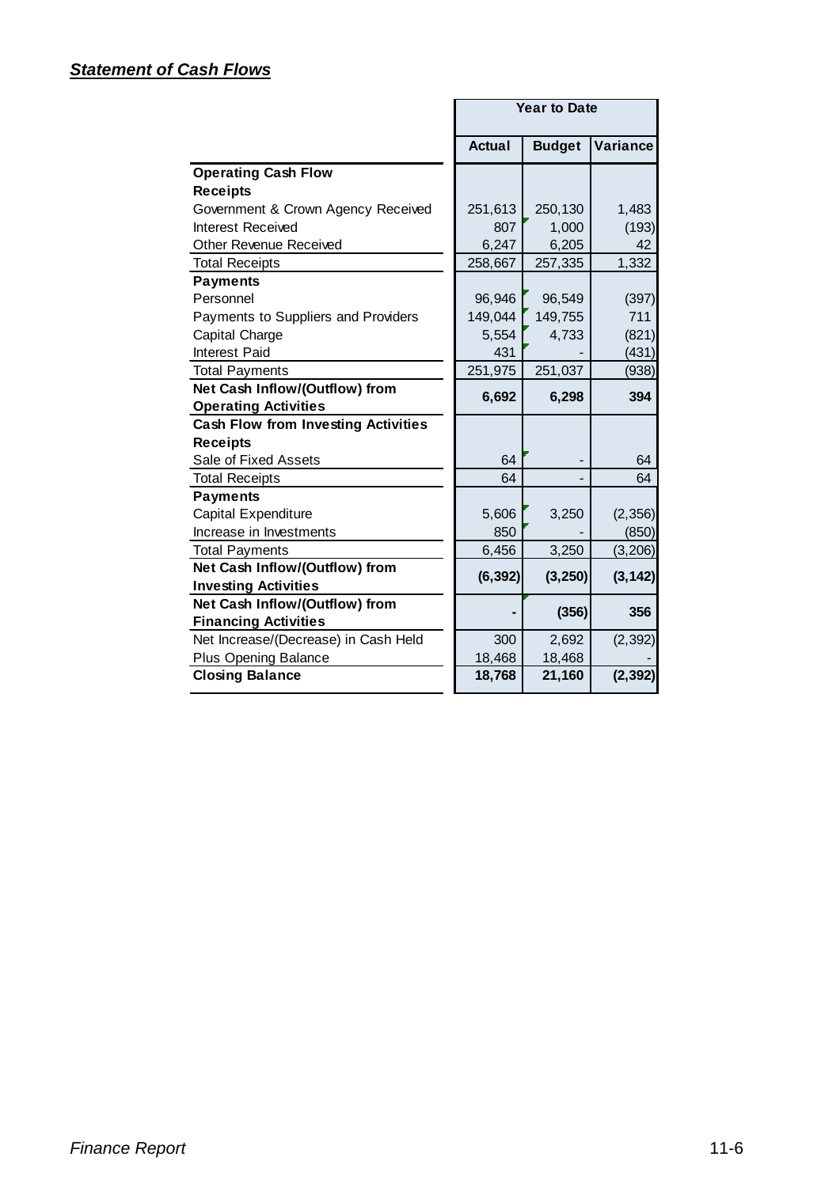***Statement of Cash Flows***

| | Year to Date | | |
|---|---|---|---|
| | **Actual** | **Budget** | **Variance** |
| **Operating Cash Flow** | | | |
| **Receipts** | | | |
| Government & Crown Agency Received | 251,613 | 250,130 | 1,483 |
| Interest Received | 807 | 1,000 | (193) |
| Other Revenue Received | 6,247 | 6,205 | 42 |
| Total Receipts | 258,667 | 257,335 | 1,332 |
| **Payments** | | | |
| Personnel | 96,946 | 96,549 | (397) |
| Payments to Suppliers and Providers | 149,044 | 149,755 | 711 |
| Capital Charge | 5,554 | 4,733 | (821) |
| Interest Paid | 431 | - | (431) |
| Total Payments | 251,975 | 251,037 | (938) |
| **Net Cash Inflow/(Outflow) from Operating Activities** | **6,692** | **6,298** | **394** |
| **Cash Flow from Investing Activities** | | | |
| **Receipts** | | | |
| Sale of Fixed Assets | 64 | - | 64 |
| Total Receipts | 64 | - | 64 |
| **Payments** | | | |
| Capital Expenditure | 5,606 | 3,250 | (2,356) |
| Increase in Investments | 850 | - | (850) |
| Total Payments | 6,456 | 3,250 | (3,206) |
| **Net Cash Inflow/(Outflow) from Investing Activities** | **(6,392)** | **(3,250)** | **(3,142)** |
| **Net Cash Inflow/(Outflow) from Financing Activities** | **-** | **(356)** | **356** |
| Net Increase/(Decrease) in Cash Held | 300 | 2,692 | (2,392) |
| Plus Opening Balance | 18,468 | 18,468 | - |
| **Closing Balance** | **18,768** | **21,160** | **(2,392)** |